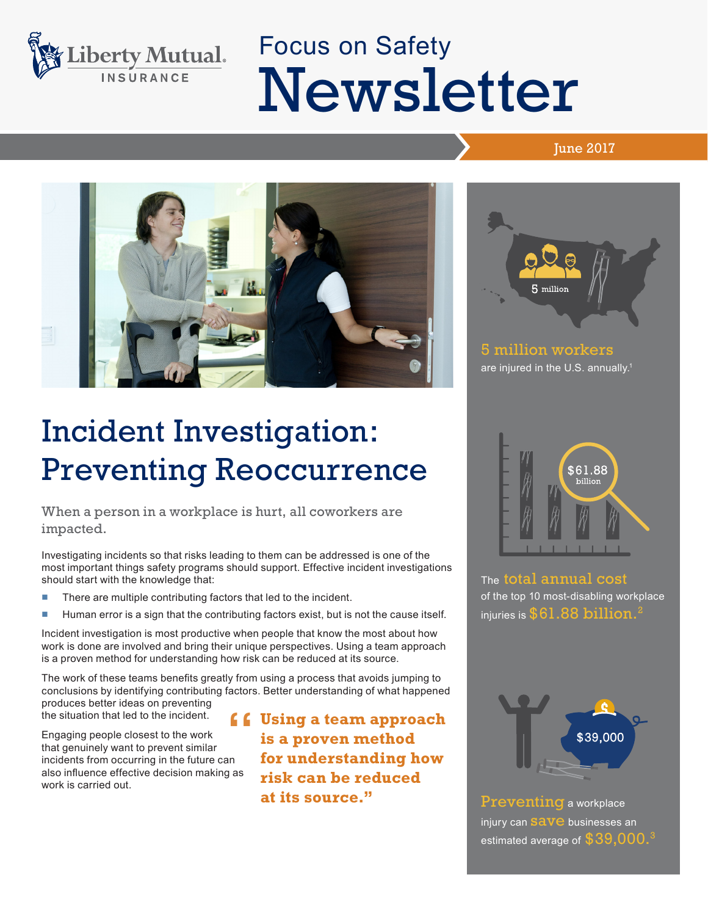Liberty Mutual INSURANCE

# Focus on Safety Newsletter

June 2017

## Incident Investigation: Preventing Reoccurrence

When a person in a workplace is hurt, all coworkers are impacted.

Investigating incidents so that risks leading to them can be addressed is one of the most important things safety programs should support. Effective incident investigations should start with the knowledge that:

- There are multiple contributing factors that led to the incident.
- Human error is a sign that the contributing factors exist, but is not the cause itself.

Incident investigation is most productive when people that know the most about how work is done are involved and bring their unique perspectives. Using a team approach is a proven method for understanding how risk can be reduced at its source.

The work of these teams benefits greatly from using a process that avoids jumping to conclusions by identifying contributing factors. Better understanding of what happened produces better ideas on preventing the situation that led to the incident.

Engaging people closest to the work that genuinely want to prevent similar incidents from occurring in the future can also influence effective decision making as work is carried out.

> **"Using a team approach is a proven method for understanding how risk can be reduced at its source."**

5 million

**5 million workers** are injured in the U.S. annually.[1]

$61.88 billion

The **total annual cost** of the top 10 most-disabling workplace injuries is **$61.88 billion.**[2]

$39,000

**Preventing** a workplace injury can **save** businesses an estimated average of **$39,000.**[3]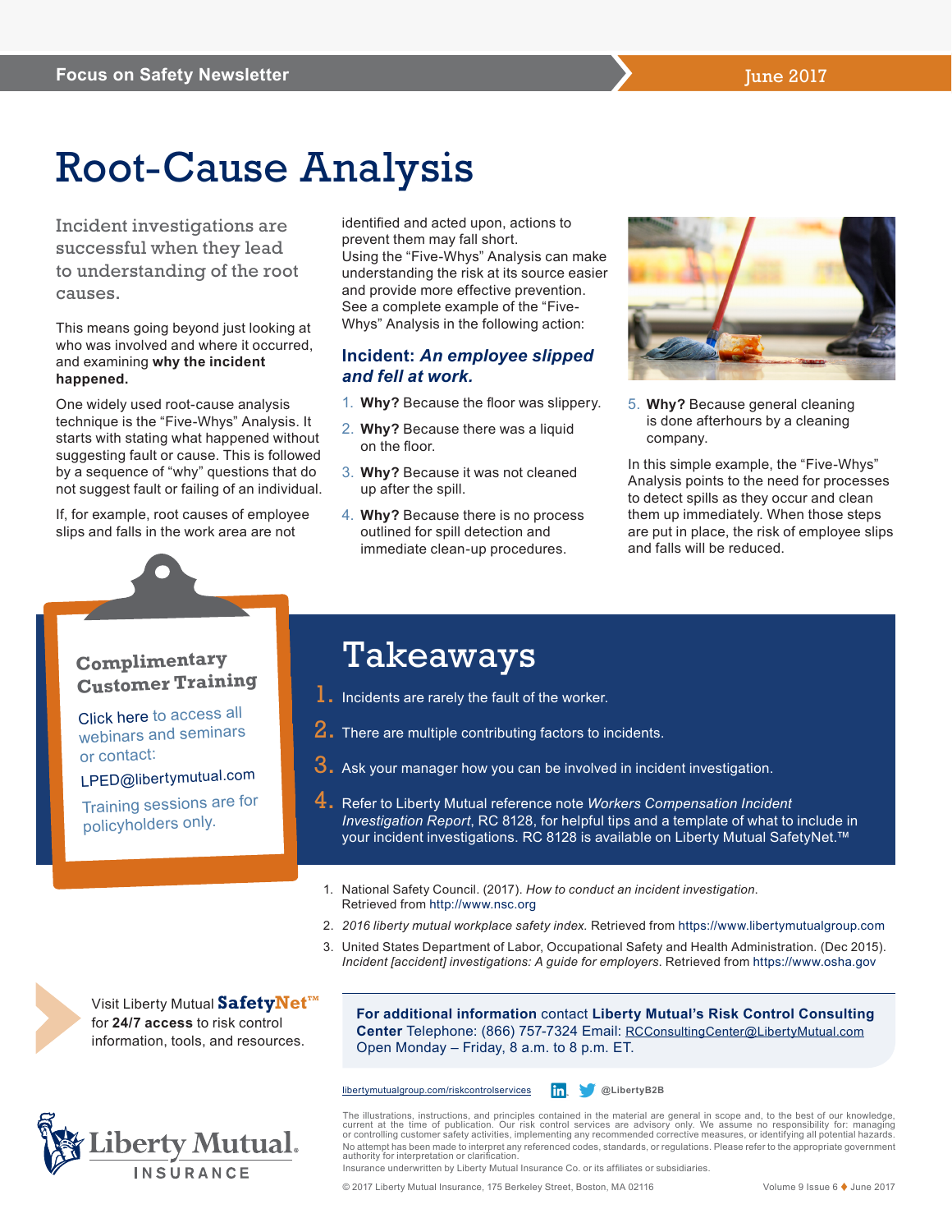# Root-Cause Analysis

Incident investigations are successful when they lead to understanding of the root causes.

This means going beyond just looking at who was involved and where it occurred, and examining **why the incident happened.**

One widely used root-cause analysis technique is the "Five-Whys" Analysis. It starts with stating what happened without suggesting fault or cause. This is followed by a sequence of "why" questions that do not suggest fault or failing of an individual.

If, for example, root causes of employee slips and falls in the work area are not identified and acted upon, actions to prevent them may fall short. Using the "Five-Whys" Analysis can make understanding the risk at its source easier and provide more effective prevention. See a complete example of the "Five-Whys" Analysis in the following action:

### Incident: *An employee slipped and fell at work.*

1. **Why?** Because the floor was slippery.
2. **Why?** Because there was a liquid on the floor.
3. **Why?** Because it was not cleaned up after the spill.
4. **Why?** Because there is no process outlined for spill detection and immediate clean-up procedures.
5. **Why?** Because general cleaning is done afterhours by a cleaning company.

In this simple example, the "Five-Whys" Analysis points to the need for processes to detect spills as they occur and clean them up immediately. When those steps are put in place, the risk of employee slips and falls will be reduced.

## Complimentary Customer Training

Click here to access all webinars and seminars or contact:

LPED@libertymutual.com

Training sessions are for policyholders only.

## Takeaways

1. Incidents are rarely the fault of the worker.
2. There are multiple contributing factors to incidents.
3. Ask your manager how you can be involved in incident investigation.
4. Refer to Liberty Mutual reference note *Workers Compensation Incident Investigation Report*, RC 8128, for helpful tips and a template of what to include in your incident investigations. RC 8128 is available on Liberty Mutual SafetyNet.™

1. National Safety Council. (2017). *How to conduct an incident investigation.* Retrieved from http://www.nsc.org
2. *2016 liberty mutual workplace safety index.* Retrieved from https://www.libertymutualgroup.com
3. United States Department of Labor, Occupational Safety and Health Administration. (Dec 2015). *Incident [accident] investigations: A guide for employers.* Retrieved from https://www.osha.gov

Visit Liberty Mutual **SafetyNet**™ for **24/7 access** to risk control information, tools, and resources.

**For additional information** contact **Liberty Mutual's Risk Control Consulting Center** Telephone: (866) 757-7324 Email: RCConsultingCenter@LibertyMutual.com Open Monday – Friday, 8 a.m. to 8 p.m. ET.

libertymutualgroup.com/riskcontrolservices   @LibertyB2B

Liberty Mutual. INSURANCE

The illustrations, instructions, and principles contained in the material are general in scope and, to the best of our knowledge, current at the time of publication. Our risk control services are advisory only. We assume no responsibility for: managing or controlling customer safety activities, implementing any recommended corrective measures, or identifying all potential hazards. No attempt has been made to interpret any referenced codes, standards, or regulations. Please refer to the appropriate government authority for interpretation or clarification.

Insurance underwritten by Liberty Mutual Insurance Co. or its affiliates or subsidiaries.

© 2017 Liberty Mutual Insurance, 175 Berkeley Street, Boston, MA 02116